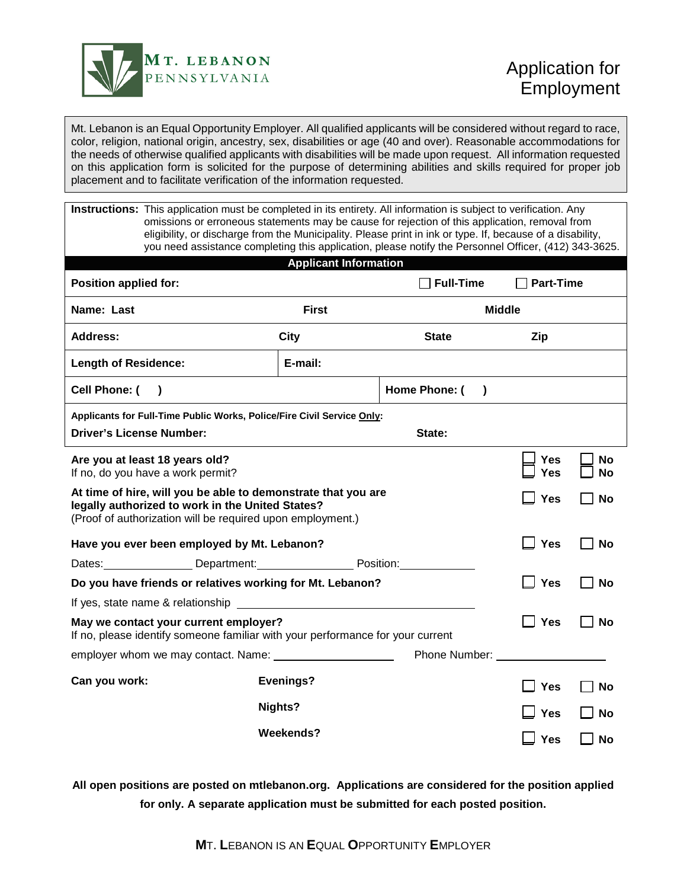**MT. LEBANON**
PENNSYLVANIA

# Application for Employment

Mt. Lebanon is an Equal Opportunity Employer. All qualified applicants will be considered without regard to race, color, religion, national origin, ancestry, sex, disabilities or age (40 and over). Reasonable accommodations for the needs of otherwise qualified applicants with disabilities will be made upon request. All information requested on this application form is solicited for the purpose of determining abilities and skills required for proper job placement and to facilitate verification of the information requested.

**Instructions:** This application must be completed in its entirety. All information is subject to verification. Any omissions or erroneous statements may be cause for rejection of this application, removal from eligibility, or discharge from the Municipality. Please print in ink or type. If, because of a disability, you need assistance completing this application, please notify the Personnel Officer, (412) 343-3625.

## Applicant Information

| | | | |
|---|---|---|---|
| **Position applied for:** | | ☐ **Full-Time** | ☐ **Part-Time** |
| **Name: Last** | **First** | **Middle** | |
| **Address:** | **City** | **State** | **Zip** |
| **Length of Residence:** | **E-mail:** | | |
| **Cell Phone: (    )** | | **Home Phone: (    )** | |

**Applicants for Full-Time Public Works, Police/Fire Civil Service Only:**
**Driver's License Number:** **State:**

| | | |
|---|---|---|
| **Are you at least 18 years old?** | ☐ Yes | ☐ No |
| If no, do you have a work permit? | ☐ Yes | ☐ No |
| **At time of hire, will you be able to demonstrate that you are legally authorized to work in the United States?** (Proof of authorization will be required upon employment.) | ☐ Yes | ☐ No |
| **Have you ever been employed by Mt. Lebanon?** | ☐ Yes | ☐ No |
| Dates:______________ Department:_______________ Position:____________ | | |
| **Do you have friends or relatives working for Mt. Lebanon?** | ☐ Yes | ☐ No |
| If yes, state name & relationship ______________________________ | | |
| **May we contact your current employer?** If no, please identify someone familiar with your performance for your current employer whom we may contact. Name: ________________ Phone Number: ________________ | ☐ Yes | ☐ No |
| **Can you work:** **Evenings?** | ☐ Yes | ☐ No |
| **Nights?** | ☐ Yes | ☐ No |
| **Weekends?** | ☐ Yes | ☐ No |

**All open positions are posted on mtlebanon.org. Applications are considered for the position applied for only. A separate application must be submitted for each posted position.**

**M**T. **L**EBANON IS AN **E**QUAL **O**PPORTUNITY **E**MPLOYER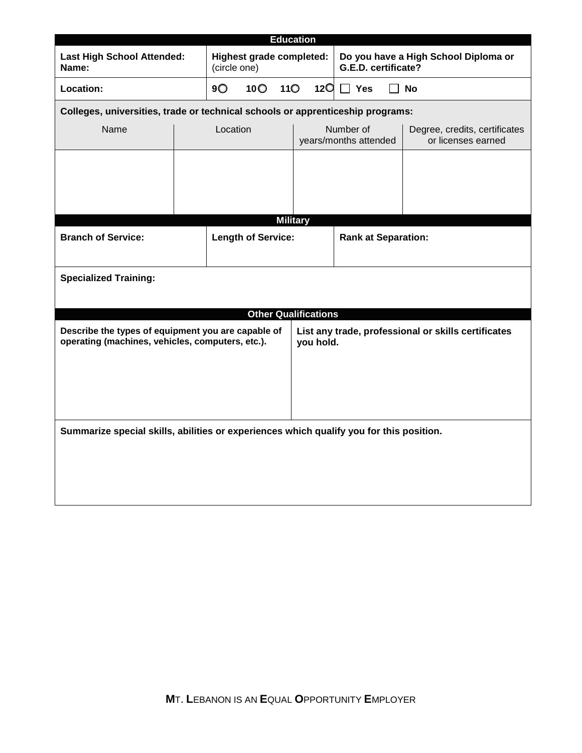## Education

| Last High School Attended: Name: | Highest grade completed: (circle one) | Do you have a High School Diploma or G.E.D. certificate? |
|---|---|---|
| Location: | 9○ 10○ 11○ 12○ | ☐ Yes ☐ No |

**Colleges, universities, trade or technical schools or apprenticeship programs:**

| Name | Location | Number of years/months attended | Degree, credits, certificates or licenses earned |
|---|---|---|---|
| | | | |

## Military

| Branch of Service: | Length of Service: | Rank at Separation: |
|---|---|---|
| | | |

**Specialized Training:**

## Other Qualifications

| Describe the types of equipment you are capable of operating (machines, vehicles, computers, etc.). | List any trade, professional or skills certificates you hold. |
|---|---|
| | |

**Summarize special skills, abilities or experiences which qualify you for this position.**

**M**T. **L**EBANON IS AN **E**QUAL **O**PPORTUNITY **E**MPLOYER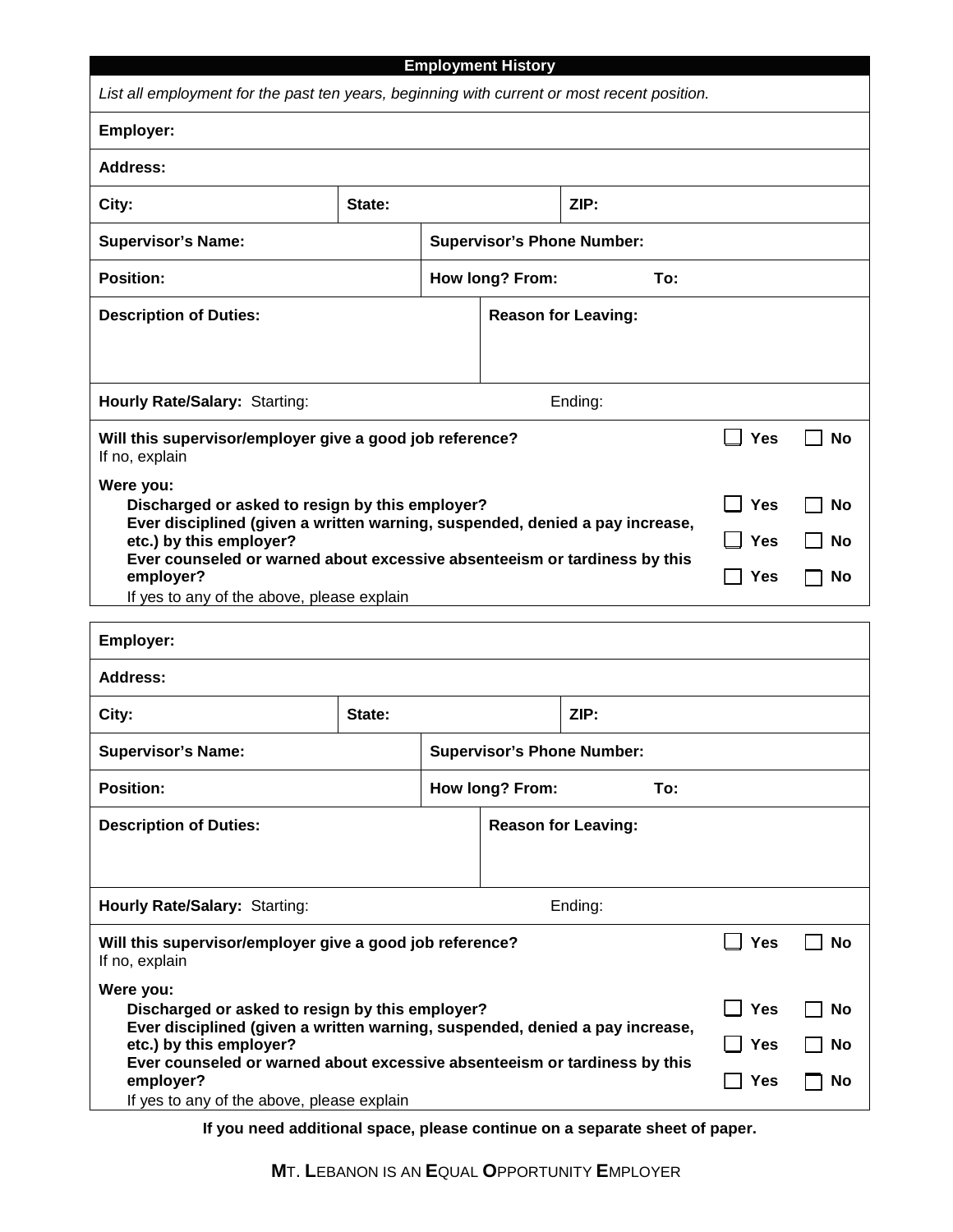## Employment History

*List all employment for the past ten years, beginning with current or most recent position.*

**Employer:**

**Address:**

| **City:** | **State:** | **ZIP:** |
|---|---|---|

| **Supervisor's Name:** | **Supervisor's Phone Number:** |
|---|---|
| **Position:** | **How long? From:** &nbsp;&nbsp;&nbsp;&nbsp; **To:** |

| **Description of Duties:** | **Reason for Leaving:** |
|---|---|

**Hourly Rate/Salary:** Starting: &nbsp;&nbsp;&nbsp;&nbsp;&nbsp;&nbsp;&nbsp;&nbsp; Ending:

**Will this supervisor/employer give a good job reference?** ☐ **Yes** ☐ **No**
If no, explain

**Were you:**

- **Discharged or asked to resign by this employer?** ☐ **Yes** ☐ **No**
- **Ever disciplined (given a written warning, suspended, denied a pay increase, etc.) by this employer?** ☐ **Yes** ☐ **No**
- **Ever counseled or warned about excessive absenteeism or tardiness by this employer?** ☐ **Yes** ☐ **No**

If yes to any of the above, please explain

---

**Employer:**

**Address:**

| **City:** | **State:** | **ZIP:** |
|---|---|---|

| **Supervisor's Name:** | **Supervisor's Phone Number:** |
|---|---|
| **Position:** | **How long? From:** &nbsp;&nbsp;&nbsp;&nbsp; **To:** |

| **Description of Duties:** | **Reason for Leaving:** |
|---|---|

**Hourly Rate/Salary:** Starting: &nbsp;&nbsp;&nbsp;&nbsp;&nbsp;&nbsp;&nbsp;&nbsp; Ending:

**Will this supervisor/employer give a good job reference?** ☐ **Yes** ☐ **No**
If no, explain

**Were you:**

- **Discharged or asked to resign by this employer?** ☐ **Yes** ☐ **No**
- **Ever disciplined (given a written warning, suspended, denied a pay increase, etc.) by this employer?** ☐ **Yes** ☐ **No**
- **Ever counseled or warned about excessive absenteeism or tardiness by this employer?** ☐ **Yes** ☐ **No**

If yes to any of the above, please explain

**If you need additional space, please continue on a separate sheet of paper.**

**M**T. **L**EBANON IS AN **E**QUAL **O**PPORTUNITY **E**MPLOYER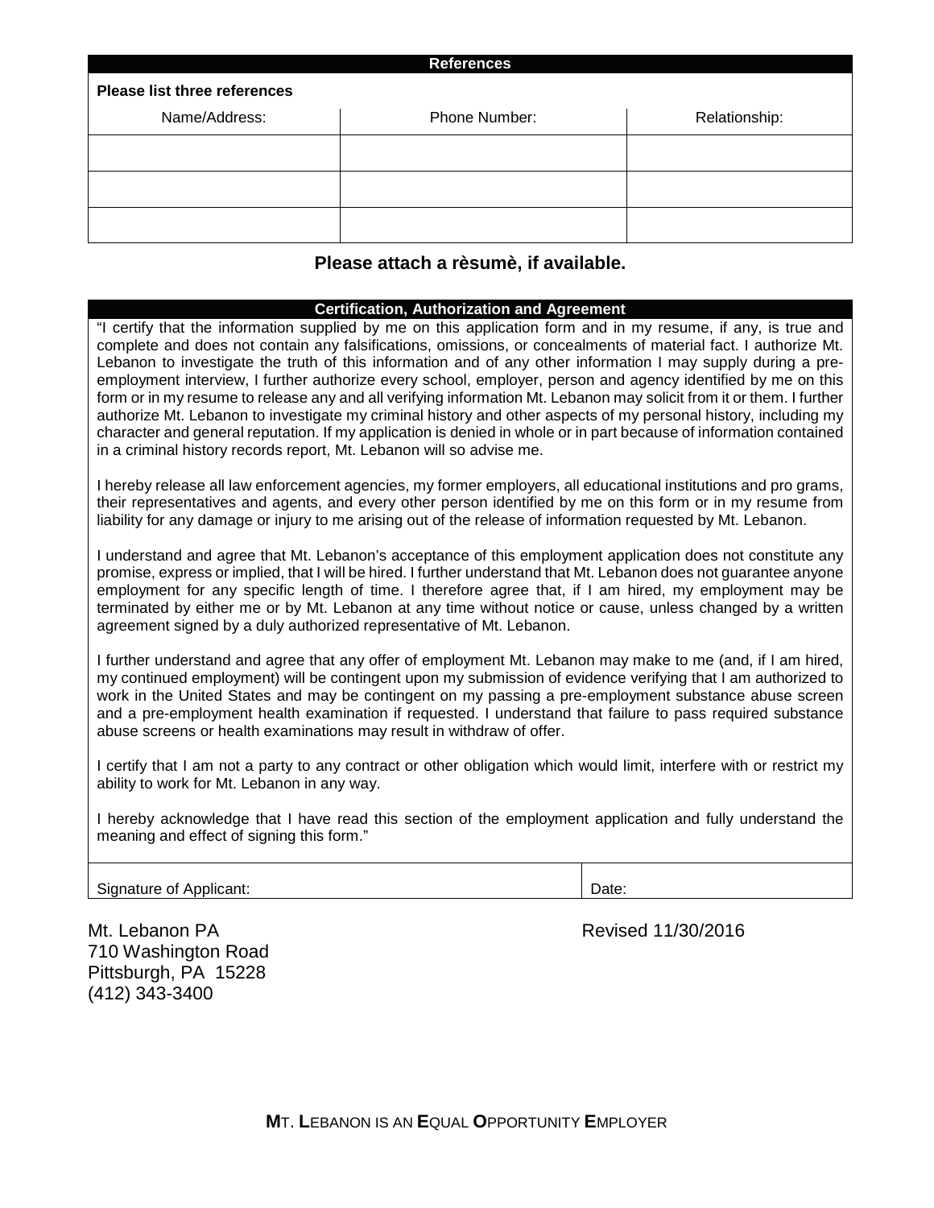## References

**Please list three references**

| Name/Address: | Phone Number: | Relationship: |
| --- | --- | --- |
| | | |
| | | |
| | | |

**Please attach a rèsumè, if available.**

## Certification, Authorization and Agreement

"I certify that the information supplied by me on this application form and in my resume, if any, is true and complete and does not contain any falsifications, omissions, or concealments of material fact. I authorize Mt. Lebanon to investigate the truth of this information and of any other information I may supply during a pre-employment interview, I further authorize every school, employer, person and agency identified by me on this form or in my resume to release any and all verifying information Mt. Lebanon may solicit from it or them. I further authorize Mt. Lebanon to investigate my criminal history and other aspects of my personal history, including my character and general reputation. If my application is denied in whole or in part because of information contained in a criminal history records report, Mt. Lebanon will so advise me.

I hereby release all law enforcement agencies, my former employers, all educational institutions and pro grams, their representatives and agents, and every other person identified by me on this form or in my resume from liability for any damage or injury to me arising out of the release of information requested by Mt. Lebanon.

I understand and agree that Mt. Lebanon's acceptance of this employment application does not constitute any promise, express or implied, that I will be hired. I further understand that Mt. Lebanon does not guarantee anyone employment for any specific length of time. I therefore agree that, if I am hired, my employment may be terminated by either me or by Mt. Lebanon at any time without notice or cause, unless changed by a written agreement signed by a duly authorized representative of Mt. Lebanon.

I further understand and agree that any offer of employment Mt. Lebanon may make to me (and, if I am hired, my continued employment) will be contingent upon my submission of evidence verifying that I am authorized to work in the United States and may be contingent on my passing a pre-employment substance abuse screen and a pre-employment health examination if requested. I understand that failure to pass required substance abuse screens or health examinations may result in withdraw of offer.

I certify that I am not a party to any contract or other obligation which would limit, interfere with or restrict my ability to work for Mt. Lebanon in any way.

I hereby acknowledge that I have read this section of the employment application and fully understand the meaning and effect of signing this form."

| Signature of Applicant: | Date: |
| --- | --- |

Mt. Lebanon PA
710 Washington Road
Pittsburgh, PA 15228
(412) 343-3400

Revised 11/30/2016

**M**T. **L**EBANON IS AN **E**QUAL **O**PPORTUNITY **E**MPLOYER